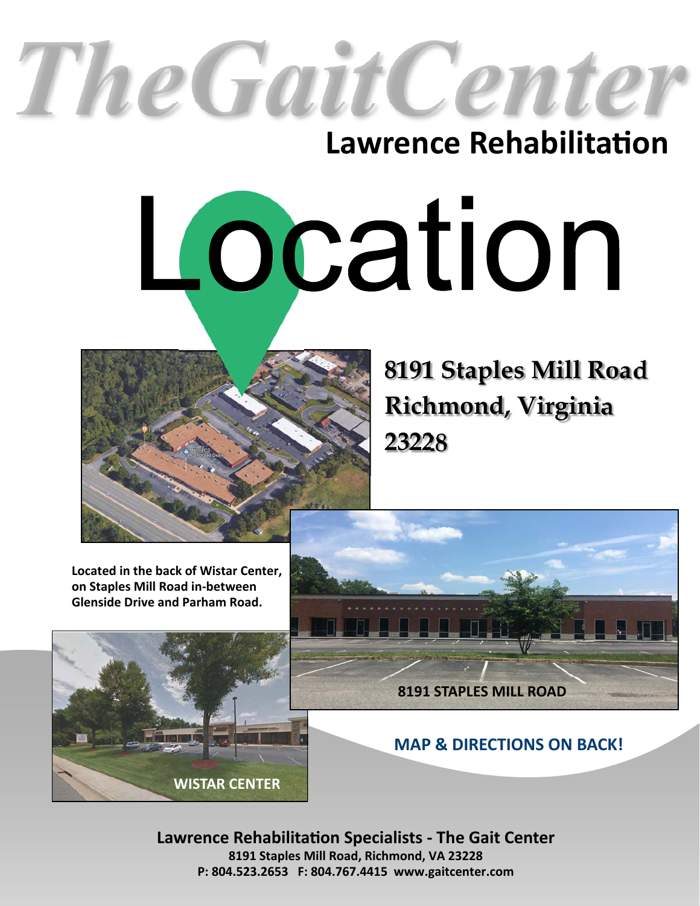# TheGaitCenter

## Lawrence Rehabilitation

# Location

**8191 Staples Mill Road**
**Richmond, Virginia**
**23228**

**Located in the back of Wistar Center, on Staples Mill Road in-between Glenside Drive and Parham Road.**

**8191 STAPLES MILL ROAD**

**WISTAR CENTER**

**MAP & DIRECTIONS ON BACK!**

**Lawrence Rehabilitation Specialists - The Gait Center**
**8191 Staples Mill Road, Richmond, VA 23228**
**P: 804.523.2653 F: 804.767.4415 www.gaitcenter.com**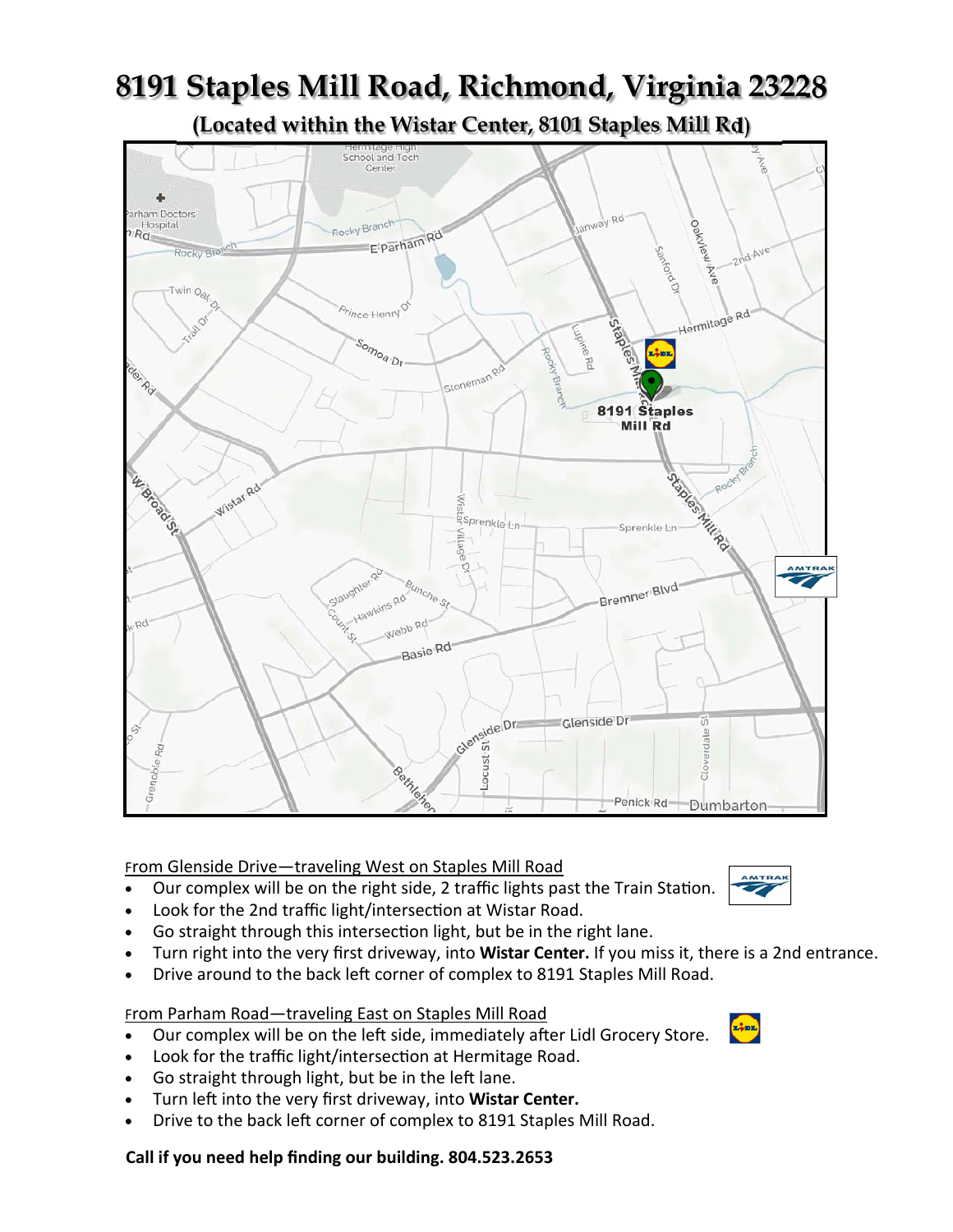# 8191 Staples Mill Road, Richmond, Virginia 23228

## (Located within the Wistar Center, 8101 Staples Mill Rd)

From Glenside Drive—traveling West on Staples Mill Road

- Our complex will be on the right side, 2 traffic lights past the Train Station.
- Look for the 2nd traffic light/intersection at Wistar Road.
- Go straight through this intersection light, but be in the right lane.
- Turn right into the very first driveway, into **Wistar Center.** If you miss it, there is a 2nd entrance.
- Drive around to the back left corner of complex to 8191 Staples Mill Road.

From Parham Road—traveling East on Staples Mill Road

- Our complex will be on the left side, immediately after Lidl Grocery Store.
- Look for the traffic light/intersection at Hermitage Road.
- Go straight through light, but be in the left lane.
- Turn left into the very first driveway, into **Wistar Center.**
- Drive to the back left corner of complex to 8191 Staples Mill Road.

**Call if you need help finding our building. 804.523.2653**